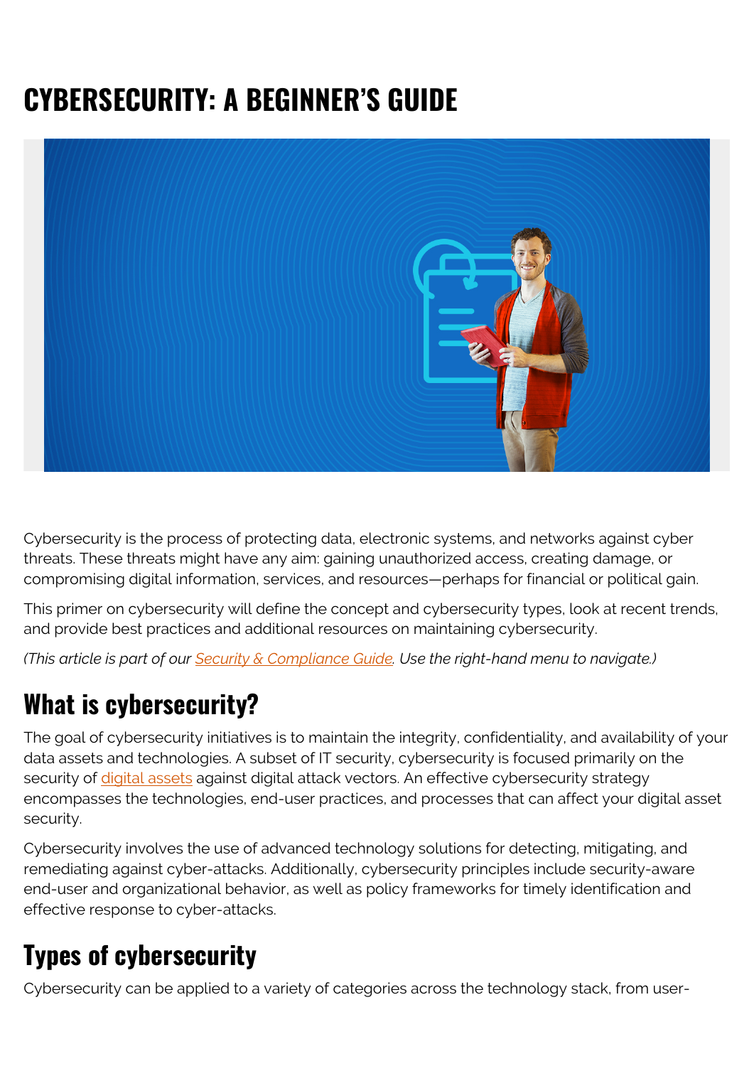# CYBERSECURITY: A BEGINNER'S GUIDE

Cybersecurity is the process of protecting data, electronic systems, and networks against cyber threats. These threats might have any aim: gaining unauthorized access, creating damage, or compromising digital information, services, and resources—perhaps for financial or political gain.

This primer on cybersecurity will define the concept and cybersecurity types, look at recent trends, and provide best practices and additional resources on maintaining cybersecurity.

*(This article is part of our [Security & Compliance Guide](). Use the right-hand menu to navigate.)*

## What is cybersecurity?

The goal of cybersecurity initiatives is to maintain the integrity, confidentiality, and availability of your data assets and technologies. A subset of IT security, cybersecurity is focused primarily on the security of [digital assets]() against digital attack vectors. An effective cybersecurity strategy encompasses the technologies, end-user practices, and processes that can affect your digital asset security.

Cybersecurity involves the use of advanced technology solutions for detecting, mitigating, and remediating against cyber-attacks. Additionally, cybersecurity principles include security-aware end-user and organizational behavior, as well as policy frameworks for timely identification and effective response to cyber-attacks.

## Types of cybersecurity

Cybersecurity can be applied to a variety of categories across the technology stack, from user-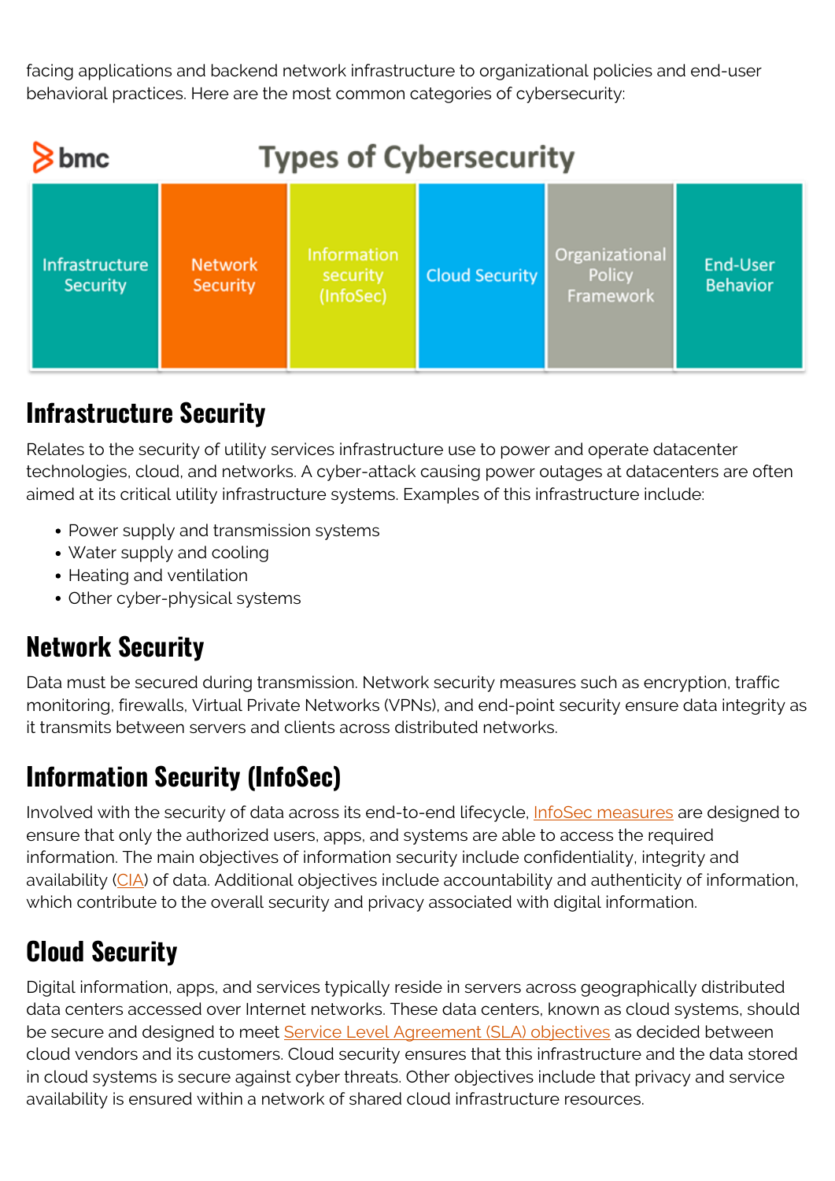facing applications and backend network infrastructure to organizational policies and end-user behavioral practices. Here are the most common categories of cybersecurity:

**Types of Cybersecurity**

| Infrastructure Security | Network Security | Information security (InfoSec) | Cloud Security | Organizational Policy Framework | End-User Behavior |
|---|---|---|---|---|---|

## Infrastructure Security

Relates to the security of utility services infrastructure use to power and operate datacenter technologies, cloud, and networks. A cyber-attack causing power outages at datacenters are often aimed at its critical utility infrastructure systems. Examples of this infrastructure include:

- Power supply and transmission systems
- Water supply and cooling
- Heating and ventilation
- Other cyber-physical systems

## Network Security

Data must be secured during transmission. Network security measures such as encryption, traffic monitoring, firewalls, Virtual Private Networks (VPNs), and end-point security ensure data integrity as it transmits between servers and clients across distributed networks.

## Information Security (InfoSec)

Involved with the security of data across its end-to-end lifecycle, InfoSec measures are designed to ensure that only the authorized users, apps, and systems are able to access the required information. The main objectives of information security include confidentiality, integrity and availability (CIA) of data. Additional objectives include accountability and authenticity of information, which contribute to the overall security and privacy associated with digital information.

## Cloud Security

Digital information, apps, and services typically reside in servers across geographically distributed data centers accessed over Internet networks. These data centers, known as cloud systems, should be secure and designed to meet Service Level Agreement (SLA) objectives as decided between cloud vendors and its customers. Cloud security ensures that this infrastructure and the data stored in cloud systems is secure against cyber threats. Other objectives include that privacy and service availability is ensured within a network of shared cloud infrastructure resources.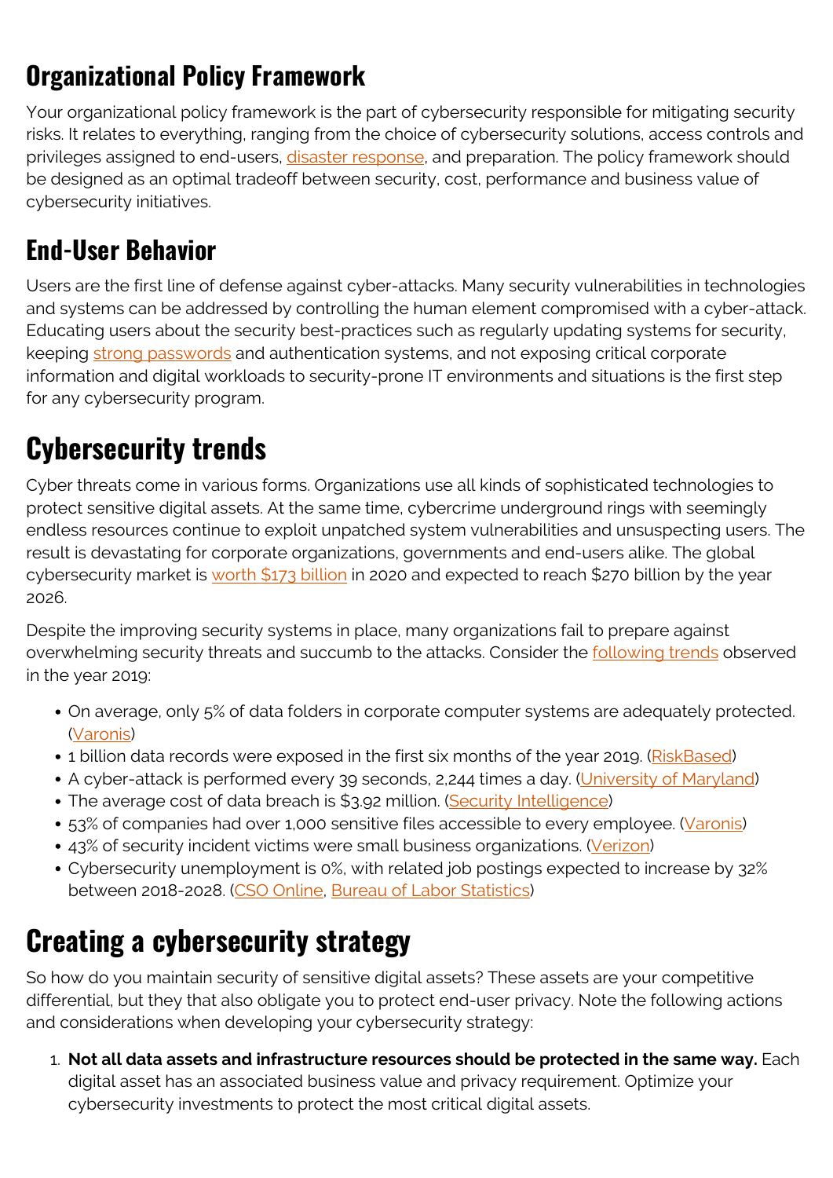## Organizational Policy Framework

Your organizational policy framework is the part of cybersecurity responsible for mitigating security risks. It relates to everything, ranging from the choice of cybersecurity solutions, access controls and privileges assigned to end-users, disaster response, and preparation. The policy framework should be designed as an optimal tradeoff between security, cost, performance and business value of cybersecurity initiatives.

## End-User Behavior

Users are the first line of defense against cyber-attacks. Many security vulnerabilities in technologies and systems can be addressed by controlling the human element compromised with a cyber-attack. Educating users about the security best-practices such as regularly updating systems for security, keeping strong passwords and authentication systems, and not exposing critical corporate information and digital workloads to security-prone IT environments and situations is the first step for any cybersecurity program.

# Cybersecurity trends

Cyber threats come in various forms. Organizations use all kinds of sophisticated technologies to protect sensitive digital assets. At the same time, cybercrime underground rings with seemingly endless resources continue to exploit unpatched system vulnerabilities and unsuspecting users. The result is devastating for corporate organizations, governments and end-users alike. The global cybersecurity market is worth $173 billion in 2020 and expected to reach $270 billion by the year 2026.

Despite the improving security systems in place, many organizations fail to prepare against overwhelming security threats and succumb to the attacks. Consider the following trends observed in the year 2019:

- On average, only 5% of data folders in corporate computer systems are adequately protected. (Varonis)
- 1 billion data records were exposed in the first six months of the year 2019. (RiskBased)
- A cyber-attack is performed every 39 seconds, 2,244 times a day. (University of Maryland)
- The average cost of data breach is $3.92 million. (Security Intelligence)
- 53% of companies had over 1,000 sensitive files accessible to every employee. (Varonis)
- 43% of security incident victims were small business organizations. (Verizon)
- Cybersecurity unemployment is 0%, with related job postings expected to increase by 32% between 2018-2028. (CSO Online, Bureau of Labor Statistics)

# Creating a cybersecurity strategy

So how do you maintain security of sensitive digital assets? These assets are your competitive differential, but they that also obligate you to protect end-user privacy. Note the following actions and considerations when developing your cybersecurity strategy:

1. **Not all data assets and infrastructure resources should be protected in the same way.** Each digital asset has an associated business value and privacy requirement. Optimize your cybersecurity investments to protect the most critical digital assets.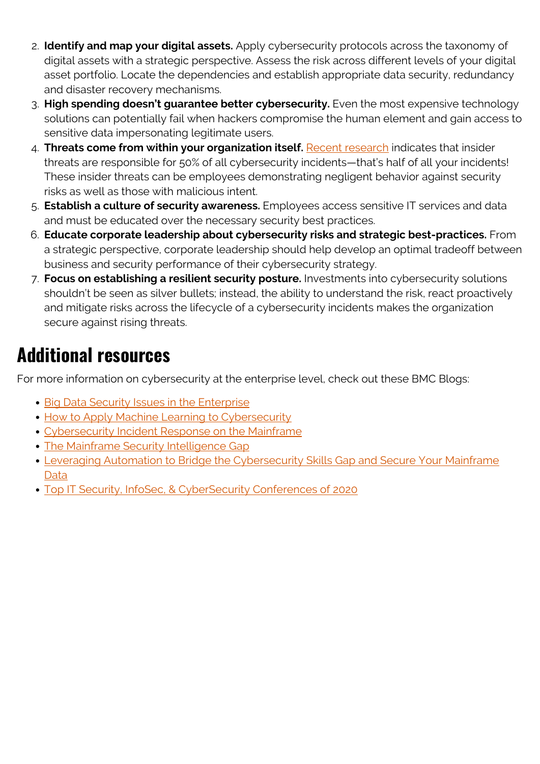2. **Identify and map your digital assets.** Apply cybersecurity protocols across the taxonomy of digital assets with a strategic perspective. Assess the risk across different levels of your digital asset portfolio. Locate the dependencies and establish appropriate data security, redundancy and disaster recovery mechanisms.
3. **High spending doesn't guarantee better cybersecurity.** Even the most expensive technology solutions can potentially fail when hackers compromise the human element and gain access to sensitive data impersonating legitimate users.
4. **Threats come from within your organization itself.** Recent research indicates that insider threats are responsible for 50% of all cybersecurity incidents—that's half of all your incidents! These insider threats can be employees demonstrating negligent behavior against security risks as well as those with malicious intent.
5. **Establish a culture of security awareness.** Employees access sensitive IT services and data and must be educated over the necessary security best practices.
6. **Educate corporate leadership about cybersecurity risks and strategic best-practices.** From a strategic perspective, corporate leadership should help develop an optimal tradeoff between business and security performance of their cybersecurity strategy.
7. **Focus on establishing a resilient security posture.** Investments into cybersecurity solutions shouldn't be seen as silver bullets; instead, the ability to understand the risk, react proactively and mitigate risks across the lifecycle of a cybersecurity incidents makes the organization secure against rising threats.

## Additional resources

For more information on cybersecurity at the enterprise level, check out these BMC Blogs:

- Big Data Security Issues in the Enterprise
- How to Apply Machine Learning to Cybersecurity
- Cybersecurity Incident Response on the Mainframe
- The Mainframe Security Intelligence Gap
- Leveraging Automation to Bridge the Cybersecurity Skills Gap and Secure Your Mainframe Data
- Top IT Security, InfoSec, & CyberSecurity Conferences of 2020